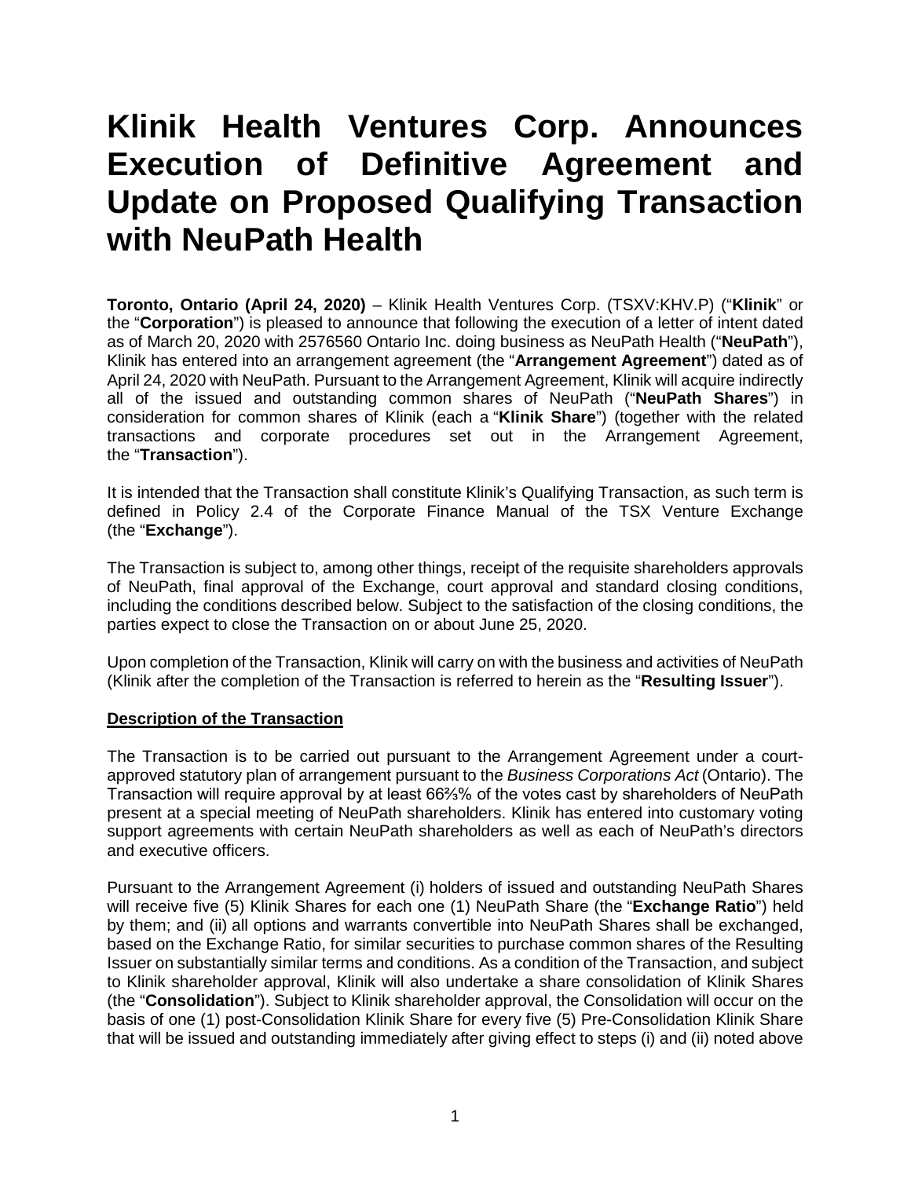# Klinik Health Ventures Corp. Announces Execution of Definitive Agreement and Update on Proposed Qualifying Transaction with NeuPath Health

**Toronto, Ontario (April 24, 2020)** – Klinik Health Ventures Corp. (TSXV:KHV.P) ("**Klinik**" or the "**Corporation**") is pleased to announce that following the execution of a letter of intent dated as of March 20, 2020 with 2576560 Ontario Inc. doing business as NeuPath Health ("**NeuPath**"), Klinik has entered into an arrangement agreement (the "**Arrangement Agreement**") dated as of April 24, 2020 with NeuPath. Pursuant to the Arrangement Agreement, Klinik will acquire indirectly all of the issued and outstanding common shares of NeuPath ("**NeuPath Shares**") in consideration for common shares of Klinik (each a "**Klinik Share**") (together with the related transactions and corporate procedures set out in the Arrangement Agreement, the "**Transaction**").

It is intended that the Transaction shall constitute Klinik's Qualifying Transaction, as such term is defined in Policy 2.4 of the Corporate Finance Manual of the TSX Venture Exchange (the "**Exchange**").

The Transaction is subject to, among other things, receipt of the requisite shareholders approvals of NeuPath, final approval of the Exchange, court approval and standard closing conditions, including the conditions described below. Subject to the satisfaction of the closing conditions, the parties expect to close the Transaction on or about June 25, 2020.

Upon completion of the Transaction, Klinik will carry on with the business and activities of NeuPath (Klinik after the completion of the Transaction is referred to herein as the "**Resulting Issuer**").

**Description of the Transaction**

The Transaction is to be carried out pursuant to the Arrangement Agreement under a court-approved statutory plan of arrangement pursuant to the *Business Corporations Act* (Ontario). The Transaction will require approval by at least 66⅔% of the votes cast by shareholders of NeuPath present at a special meeting of NeuPath shareholders. Klinik has entered into customary voting support agreements with certain NeuPath shareholders as well as each of NeuPath's directors and executive officers.

Pursuant to the Arrangement Agreement (i) holders of issued and outstanding NeuPath Shares will receive five (5) Klinik Shares for each one (1) NeuPath Share (the "**Exchange Ratio**") held by them; and (ii) all options and warrants convertible into NeuPath Shares shall be exchanged, based on the Exchange Ratio, for similar securities to purchase common shares of the Resulting Issuer on substantially similar terms and conditions. As a condition of the Transaction, and subject to Klinik shareholder approval, Klinik will also undertake a share consolidation of Klinik Shares (the "**Consolidation**"). Subject to Klinik shareholder approval, the Consolidation will occur on the basis of one (1) post-Consolidation Klinik Share for every five (5) Pre-Consolidation Klinik Share that will be issued and outstanding immediately after giving effect to steps (i) and (ii) noted above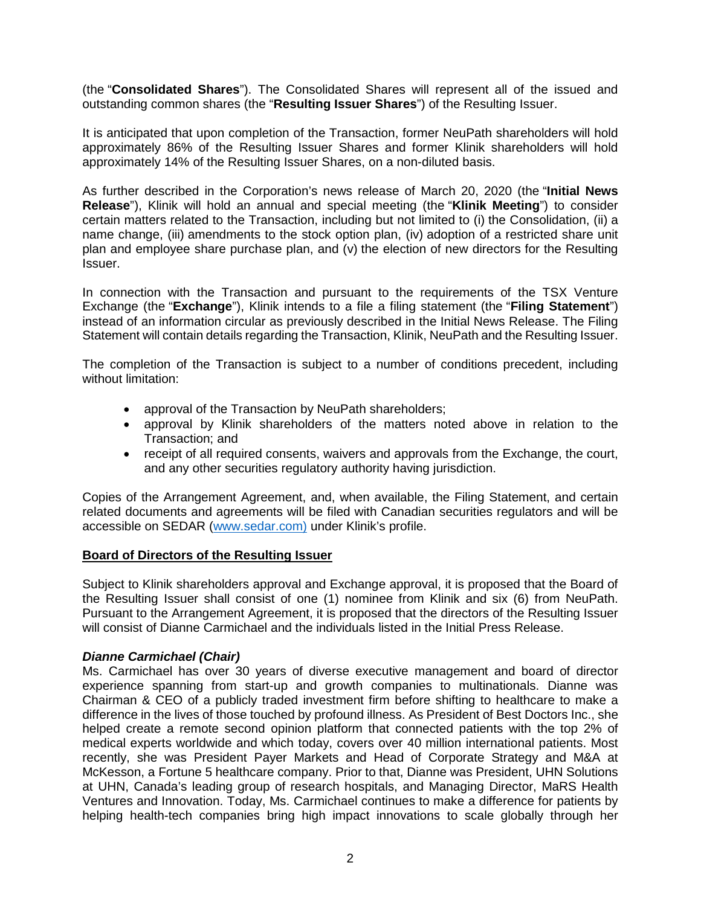(the "**Consolidated Shares**"). The Consolidated Shares will represent all of the issued and outstanding common shares (the "**Resulting Issuer Shares**") of the Resulting Issuer.

It is anticipated that upon completion of the Transaction, former NeuPath shareholders will hold approximately 86% of the Resulting Issuer Shares and former Klinik shareholders will hold approximately 14% of the Resulting Issuer Shares, on a non-diluted basis.

As further described in the Corporation's news release of March 20, 2020 (the "**Initial News Release**"), Klinik will hold an annual and special meeting (the "**Klinik Meeting**") to consider certain matters related to the Transaction, including but not limited to (i) the Consolidation, (ii) a name change, (iii) amendments to the stock option plan, (iv) adoption of a restricted share unit plan and employee share purchase plan, and (v) the election of new directors for the Resulting Issuer.

In connection with the Transaction and pursuant to the requirements of the TSX Venture Exchange (the "**Exchange**"), Klinik intends to a file a filing statement (the "**Filing Statement**") instead of an information circular as previously described in the Initial News Release. The Filing Statement will contain details regarding the Transaction, Klinik, NeuPath and the Resulting Issuer.

The completion of the Transaction is subject to a number of conditions precedent, including without limitation:

- approval of the Transaction by NeuPath shareholders;
- approval by Klinik shareholders of the matters noted above in relation to the Transaction; and
- receipt of all required consents, waivers and approvals from the Exchange, the court, and any other securities regulatory authority having jurisdiction.

Copies of the Arrangement Agreement, and, when available, the Filing Statement, and certain related documents and agreements will be filed with Canadian securities regulators and will be accessible on SEDAR (www.sedar.com) under Klinik's profile.

**Board of Directors of the Resulting Issuer**

Subject to Klinik shareholders approval and Exchange approval, it is proposed that the Board of the Resulting Issuer shall consist of one (1) nominee from Klinik and six (6) from NeuPath. Pursuant to the Arrangement Agreement, it is proposed that the directors of the Resulting Issuer will consist of Dianne Carmichael and the individuals listed in the Initial Press Release.

***Dianne Carmichael (Chair)***

Ms. Carmichael has over 30 years of diverse executive management and board of director experience spanning from start-up and growth companies to multinationals. Dianne was Chairman & CEO of a publicly traded investment firm before shifting to healthcare to make a difference in the lives of those touched by profound illness. As President of Best Doctors Inc., she helped create a remote second opinion platform that connected patients with the top 2% of medical experts worldwide and which today, covers over 40 million international patients. Most recently, she was President Payer Markets and Head of Corporate Strategy and M&A at McKesson, a Fortune 5 healthcare company. Prior to that, Dianne was President, UHN Solutions at UHN, Canada's leading group of research hospitals, and Managing Director, MaRS Health Ventures and Innovation. Today, Ms. Carmichael continues to make a difference for patients by helping health-tech companies bring high impact innovations to scale globally through her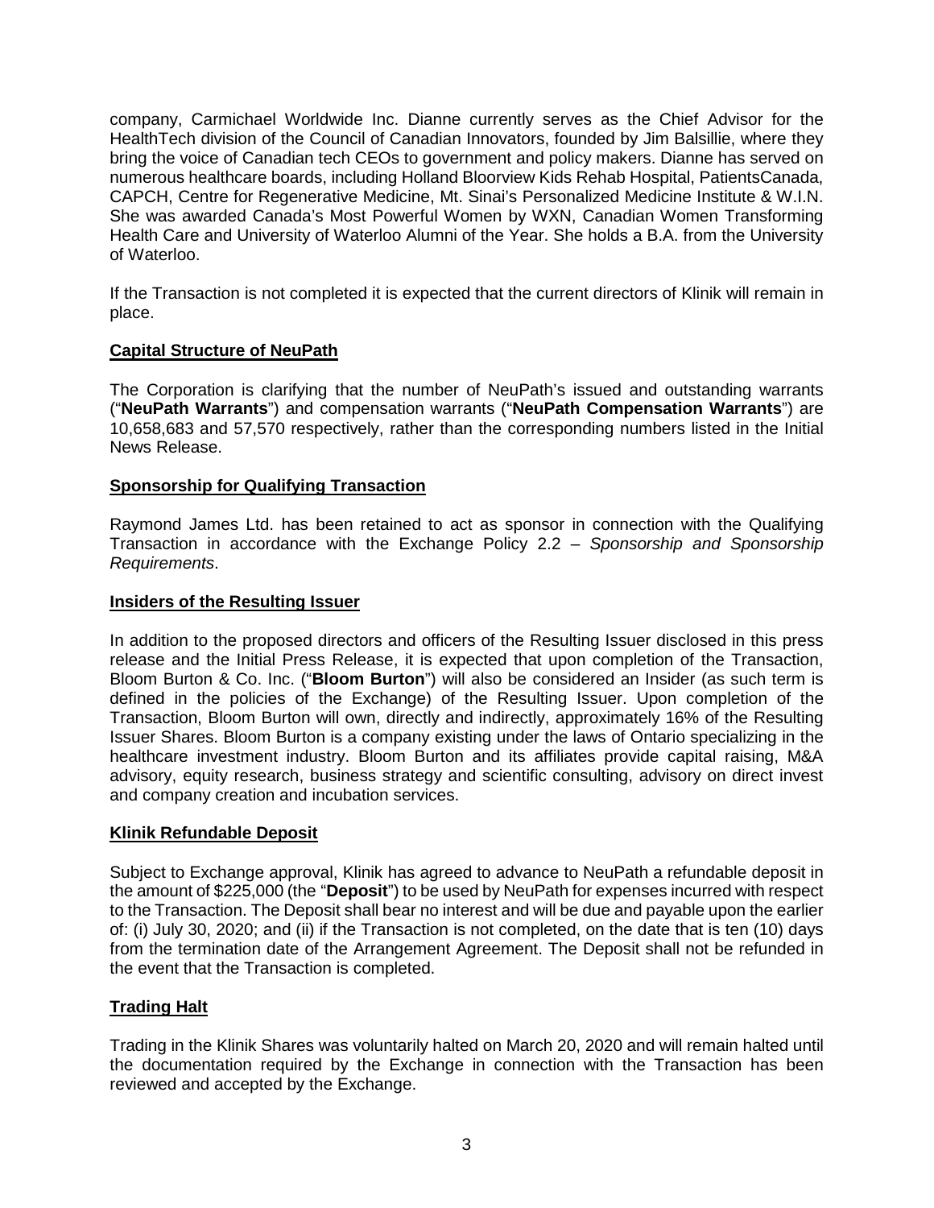company, Carmichael Worldwide Inc. Dianne currently serves as the Chief Advisor for the HealthTech division of the Council of Canadian Innovators, founded by Jim Balsillie, where they bring the voice of Canadian tech CEOs to government and policy makers. Dianne has served on numerous healthcare boards, including Holland Bloorview Kids Rehab Hospital, PatientsCanada, CAPCH, Centre for Regenerative Medicine, Mt. Sinai's Personalized Medicine Institute & W.I.N. She was awarded Canada's Most Powerful Women by WXN, Canadian Women Transforming Health Care and University of Waterloo Alumni of the Year. She holds a B.A. from the University of Waterloo.

If the Transaction is not completed it is expected that the current directors of Klinik will remain in place.

## Capital Structure of NeuPath

The Corporation is clarifying that the number of NeuPath's issued and outstanding warrants ("**NeuPath Warrants**") and compensation warrants ("**NeuPath Compensation Warrants**") are 10,658,683 and 57,570 respectively, rather than the corresponding numbers listed in the Initial News Release.

## Sponsorship for Qualifying Transaction

Raymond James Ltd. has been retained to act as sponsor in connection with the Qualifying Transaction in accordance with the Exchange Policy 2.2 – *Sponsorship and Sponsorship Requirements*.

## Insiders of the Resulting Issuer

In addition to the proposed directors and officers of the Resulting Issuer disclosed in this press release and the Initial Press Release, it is expected that upon completion of the Transaction, Bloom Burton & Co. Inc. ("**Bloom Burton**") will also be considered an Insider (as such term is defined in the policies of the Exchange) of the Resulting Issuer. Upon completion of the Transaction, Bloom Burton will own, directly and indirectly, approximately 16% of the Resulting Issuer Shares. Bloom Burton is a company existing under the laws of Ontario specializing in the healthcare investment industry. Bloom Burton and its affiliates provide capital raising, M&A advisory, equity research, business strategy and scientific consulting, advisory on direct invest and company creation and incubation services.

## Klinik Refundable Deposit

Subject to Exchange approval, Klinik has agreed to advance to NeuPath a refundable deposit in the amount of $225,000 (the "**Deposit**") to be used by NeuPath for expenses incurred with respect to the Transaction. The Deposit shall bear no interest and will be due and payable upon the earlier of: (i) July 30, 2020; and (ii) if the Transaction is not completed, on the date that is ten (10) days from the termination date of the Arrangement Agreement. The Deposit shall not be refunded in the event that the Transaction is completed.

## Trading Halt

Trading in the Klinik Shares was voluntarily halted on March 20, 2020 and will remain halted until the documentation required by the Exchange in connection with the Transaction has been reviewed and accepted by the Exchange.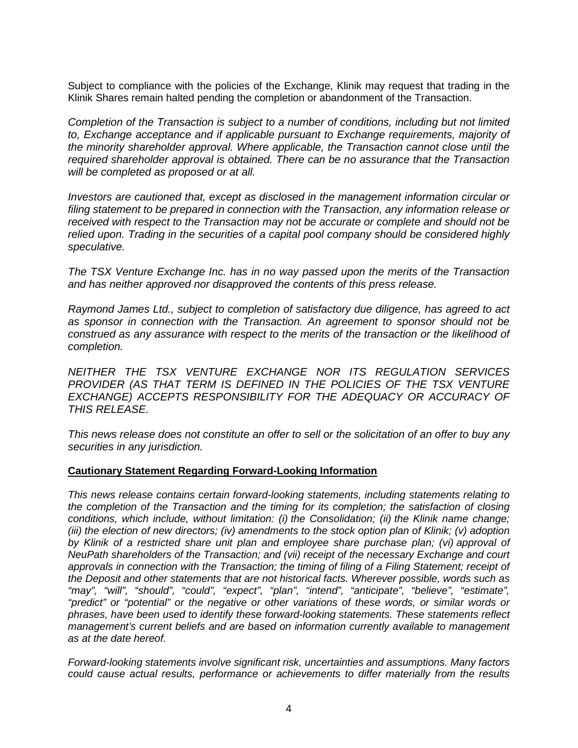Subject to compliance with the policies of the Exchange, Klinik may request that trading in the Klinik Shares remain halted pending the completion or abandonment of the Transaction.

*Completion of the Transaction is subject to a number of conditions, including but not limited to, Exchange acceptance and if applicable pursuant to Exchange requirements, majority of the minority shareholder approval. Where applicable, the Transaction cannot close until the required shareholder approval is obtained. There can be no assurance that the Transaction will be completed as proposed or at all.*

*Investors are cautioned that, except as disclosed in the management information circular or filing statement to be prepared in connection with the Transaction, any information release or received with respect to the Transaction may not be accurate or complete and should not be relied upon. Trading in the securities of a capital pool company should be considered highly speculative.*

*The TSX Venture Exchange Inc. has in no way passed upon the merits of the Transaction and has neither approved nor disapproved the contents of this press release.*

*Raymond James Ltd., subject to completion of satisfactory due diligence, has agreed to act as sponsor in connection with the Transaction. An agreement to sponsor should not be construed as any assurance with respect to the merits of the transaction or the likelihood of completion.*

*NEITHER THE TSX VENTURE EXCHANGE NOR ITS REGULATION SERVICES PROVIDER (AS THAT TERM IS DEFINED IN THE POLICIES OF THE TSX VENTURE EXCHANGE) ACCEPTS RESPONSIBILITY FOR THE ADEQUACY OR ACCURACY OF THIS RELEASE.*

*This news release does not constitute an offer to sell or the solicitation of an offer to buy any securities in any jurisdiction.*

**Cautionary Statement Regarding Forward-Looking Information**

*This news release contains certain forward-looking statements, including statements relating to the completion of the Transaction and the timing for its completion; the satisfaction of closing conditions, which include, without limitation: (i) the Consolidation; (ii) the Klinik name change; (iii) the election of new directors; (iv) amendments to the stock option plan of Klinik; (v) adoption by Klinik of a restricted share unit plan and employee share purchase plan; (vi) approval of NeuPath shareholders of the Transaction; and (vii) receipt of the necessary Exchange and court approvals in connection with the Transaction; the timing of filing of a Filing Statement; receipt of the Deposit and other statements that are not historical facts. Wherever possible, words such as "may", "will", "should", "could", "expect", "plan", "intend", "anticipate", "believe", "estimate", "predict" or "potential" or the negative or other variations of these words, or similar words or phrases, have been used to identify these forward-looking statements. These statements reflect management's current beliefs and are based on information currently available to management as at the date hereof.*

*Forward-looking statements involve significant risk, uncertainties and assumptions. Many factors could cause actual results, performance or achievements to differ materially from the results*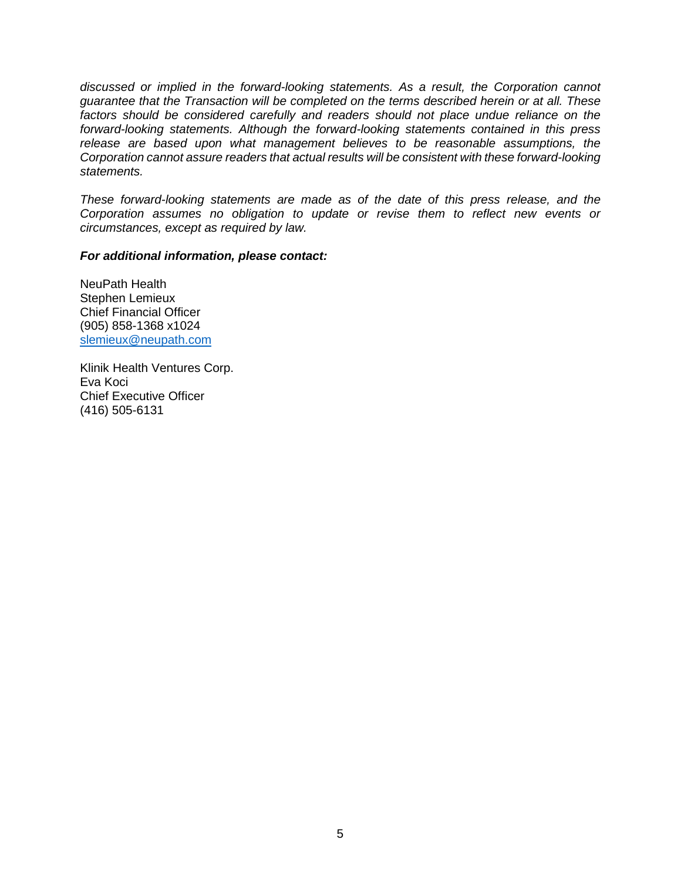*discussed or implied in the forward-looking statements. As a result, the Corporation cannot guarantee that the Transaction will be completed on the terms described herein or at all. These factors should be considered carefully and readers should not place undue reliance on the forward-looking statements. Although the forward-looking statements contained in this press release are based upon what management believes to be reasonable assumptions, the Corporation cannot assure readers that actual results will be consistent with these forward-looking statements.*

*These forward-looking statements are made as of the date of this press release, and the Corporation assumes no obligation to update or revise them to reflect new events or circumstances, except as required by law.*

***For additional information, please contact:***

NeuPath Health
Stephen Lemieux
Chief Financial Officer
(905) 858-1368 x1024
slemieux@neupath.com

Klinik Health Ventures Corp.
Eva Koci
Chief Executive Officer
(416) 505-6131